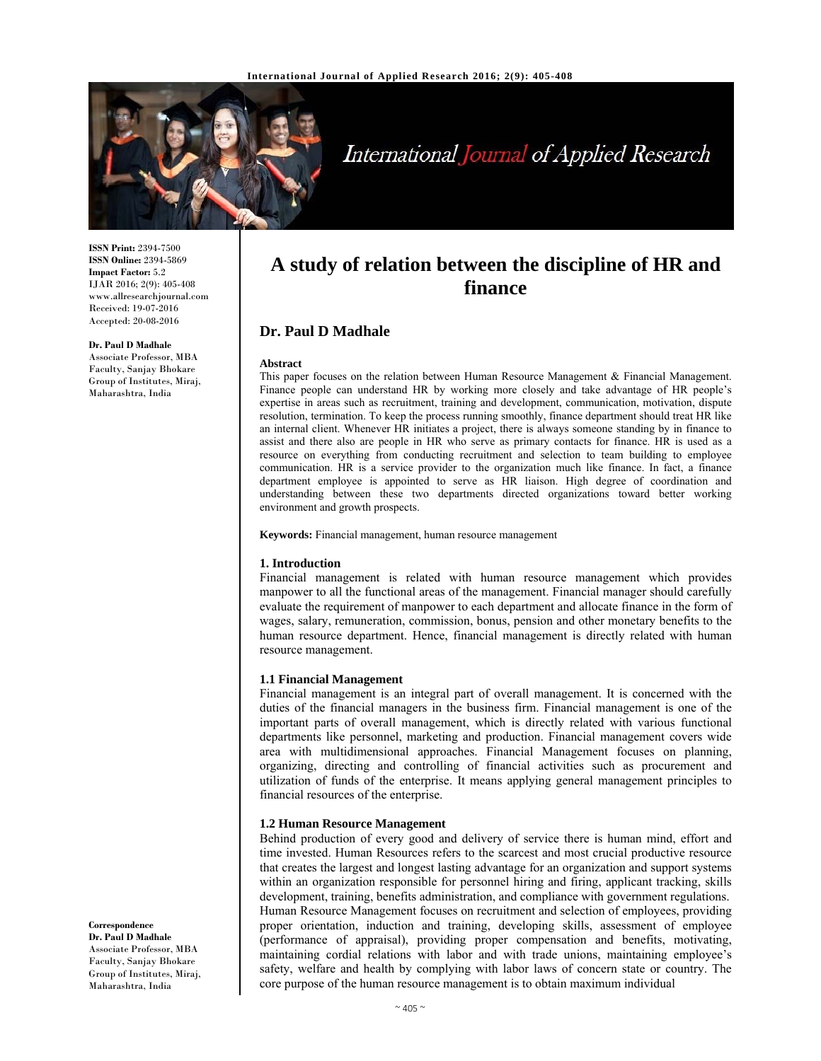ISSN Print: 2394-7500
ISSN Online: 2394-5869
Impact Factor: 5.2
IJAR 2016; 2(9): 405-408
www.allresearchjournal.com
Received: 19-07-2016
Accepted: 20-08-2016

**Dr. Paul D Madhale**
Associate Professor, MBA Faculty, Sanjay Bhokare Group of Institutes, Miraj, Maharashtra, India

**Correspondence**
**Dr. Paul D Madhale**
Associate Professor, MBA Faculty, Sanjay Bhokare Group of Institutes, Miraj, Maharashtra, India

# A study of relation between the discipline of HR and finance

## Dr. Paul D Madhale

### Abstract

This paper focuses on the relation between Human Resource Management & Financial Management. Finance people can understand HR by working more closely and take advantage of HR people's expertise in areas such as recruitment, training and development, communication, motivation, dispute resolution, termination. To keep the process running smoothly, finance department should treat HR like an internal client. Whenever HR initiates a project, there is always someone standing by in finance to assist and there also are people in HR who serve as primary contacts for finance. HR is used as a resource on everything from conducting recruitment and selection to team building to employee communication. HR is a service provider to the organization much like finance. In fact, a finance department employee is appointed to serve as HR liaison. High degree of coordination and understanding between these two departments directed organizations toward better working environment and growth prospects.

**Keywords:** Financial management, human resource management

### 1. Introduction

Financial management is related with human resource management which provides manpower to all the functional areas of the management. Financial manager should carefully evaluate the requirement of manpower to each department and allocate finance in the form of wages, salary, remuneration, commission, bonus, pension and other monetary benefits to the human resource department. Hence, financial management is directly related with human resource management.

### 1.1 Financial Management

Financial management is an integral part of overall management. It is concerned with the duties of the financial managers in the business firm. Financial management is one of the important parts of overall management, which is directly related with various functional departments like personnel, marketing and production. Financial management covers wide area with multidimensional approaches. Financial Management focuses on planning, organizing, directing and controlling of financial activities such as procurement and utilization of funds of the enterprise. It means applying general management principles to financial resources of the enterprise.

### 1.2 Human Resource Management

Behind production of every good and delivery of service there is human mind, effort and time invested. Human Resources refers to the scarcest and most crucial productive resource that creates the largest and longest lasting advantage for an organization and support systems within an organization responsible for personnel hiring and firing, applicant tracking, skills development, training, benefits administration, and compliance with government regulations.

Human Resource Management focuses on recruitment and selection of employees, providing proper orientation, induction and training, developing skills, assessment of employee (performance of appraisal), providing proper compensation and benefits, motivating, maintaining cordial relations with labor and with trade unions, maintaining employee's safety, welfare and health by complying with labor laws of concern state or country. The core purpose of the human resource management is to obtain maximum individual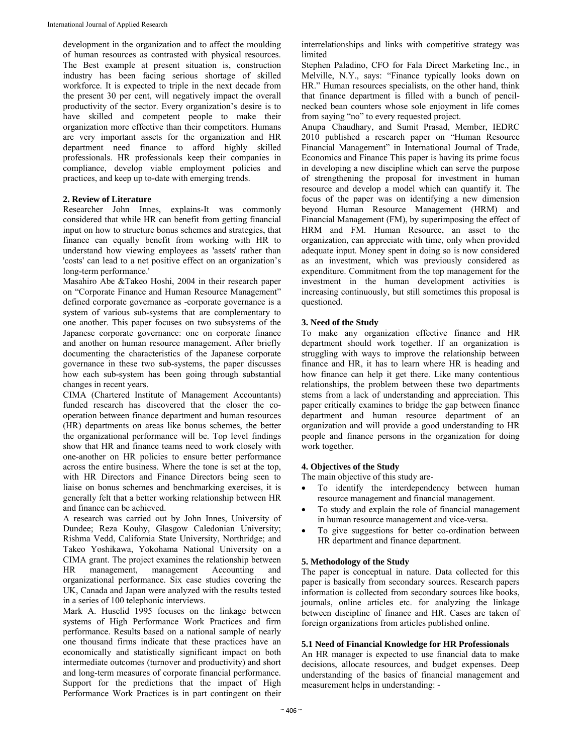development in the organization and to affect the moulding of human resources as contrasted with physical resources. The Best example at present situation is, construction industry has been facing serious shortage of skilled workforce. It is expected to triple in the next decade from the present 30 per cent, will negatively impact the overall productivity of the sector. Every organization's desire is to have skilled and competent people to make their organization more effective than their competitors. Humans are very important assets for the organization and HR department need finance to afford highly skilled professionals. HR professionals keep their companies in compliance, develop viable employment policies and practices, and keep up to-date with emerging trends.

## 2. Review of Literature

Researcher John Innes, explains-It was commonly considered that while HR can benefit from getting financial input on how to structure bonus schemes and strategies, that finance can equally benefit from working with HR to understand how viewing employees as 'assets' rather than 'costs' can lead to a net positive effect on an organization's long-term performance.'

Masahiro Abe &Takeo Hoshi, 2004 in their research paper on "Corporate Finance and Human Resource Management" defined corporate governance as -corporate governance is a system of various sub-systems that are complementary to one another. This paper focuses on two subsystems of the Japanese corporate governance: one on corporate finance and another on human resource management. After briefly documenting the characteristics of the Japanese corporate governance in these two sub-systems, the paper discusses how each sub-system has been going through substantial changes in recent years.

CIMA (Chartered Institute of Management Accountants) funded research has discovered that the closer the co-operation between finance department and human resources (HR) departments on areas like bonus schemes, the better the organizational performance will be. Top level findings show that HR and finance teams need to work closely with one-another on HR policies to ensure better performance across the entire business. Where the tone is set at the top, with HR Directors and Finance Directors being seen to liaise on bonus schemes and benchmarking exercises, it is generally felt that a better working relationship between HR and finance can be achieved.

A research was carried out by John Innes, University of Dundee; Reza Kouhy, Glasgow Caledonian University; Rishma Vedd, California State University, Northridge; and Takeo Yoshikawa, Yokohama National University on a CIMA grant. The project examines the relationship between HR management, management Accounting and organizational performance. Six case studies covering the UK, Canada and Japan were analyzed with the results tested in a series of 100 telephonic interviews.

Mark A. Huselid 1995 focuses on the linkage between systems of High Performance Work Practices and firm performance. Results based on a national sample of nearly one thousand firms indicate that these practices have an economically and statistically significant impact on both intermediate outcomes (turnover and productivity) and short and long-term measures of corporate financial performance. Support for the predictions that the impact of High Performance Work Practices is in part contingent on their interrelationships and links with competitive strategy was limited

Stephen Paladino, CFO for Fala Direct Marketing Inc., in Melville, N.Y., says: "Finance typically looks down on HR." Human resources specialists, on the other hand, think that finance department is filled with a bunch of pencil-necked bean counters whose sole enjoyment in life comes from saying "no" to every requested project.

Anupa Chaudhary, and Sumit Prasad, Member, IEDRC 2010 published a research paper on "Human Resource Financial Management" in International Journal of Trade, Economics and Finance This paper is having its prime focus in developing a new discipline which can serve the purpose of strengthening the proposal for investment in human resource and develop a model which can quantify it. The focus of the paper was on identifying a new dimension beyond Human Resource Management (HRM) and Financial Management (FM), by superimposing the effect of HRM and FM. Human Resource, an asset to the organization, can appreciate with time, only when provided adequate input. Money spent in doing so is now considered as an investment, which was previously considered as expenditure. Commitment from the top management for the investment in the human development activities is increasing continuously, but still sometimes this proposal is questioned.

## 3. Need of the Study

To make any organization effective finance and HR department should work together. If an organization is struggling with ways to improve the relationship between finance and HR, it has to learn where HR is heading and how finance can help it get there. Like many contentious relationships, the problem between these two departments stems from a lack of understanding and appreciation. This paper critically examines to bridge the gap between finance department and human resource department of an organization and will provide a good understanding to HR people and finance persons in the organization for doing work together.

## 4. Objectives of the Study

The main objective of this study are-

- To identify the interdependency between human resource management and financial management.
- To study and explain the role of financial management in human resource management and vice-versa.
- To give suggestions for better co-ordination between HR department and finance department.

## 5. Methodology of the Study

The paper is conceptual in nature. Data collected for this paper is basically from secondary sources. Research papers information is collected from secondary sources like books, journals, online articles etc. for analyzing the linkage between discipline of finance and HR. Cases are taken of foreign organizations from articles published online.

### 5.1 Need of Financial Knowledge for HR Professionals

An HR manager is expected to use financial data to make decisions, allocate resources, and budget expenses. Deep understanding of the basics of financial management and measurement helps in understanding: -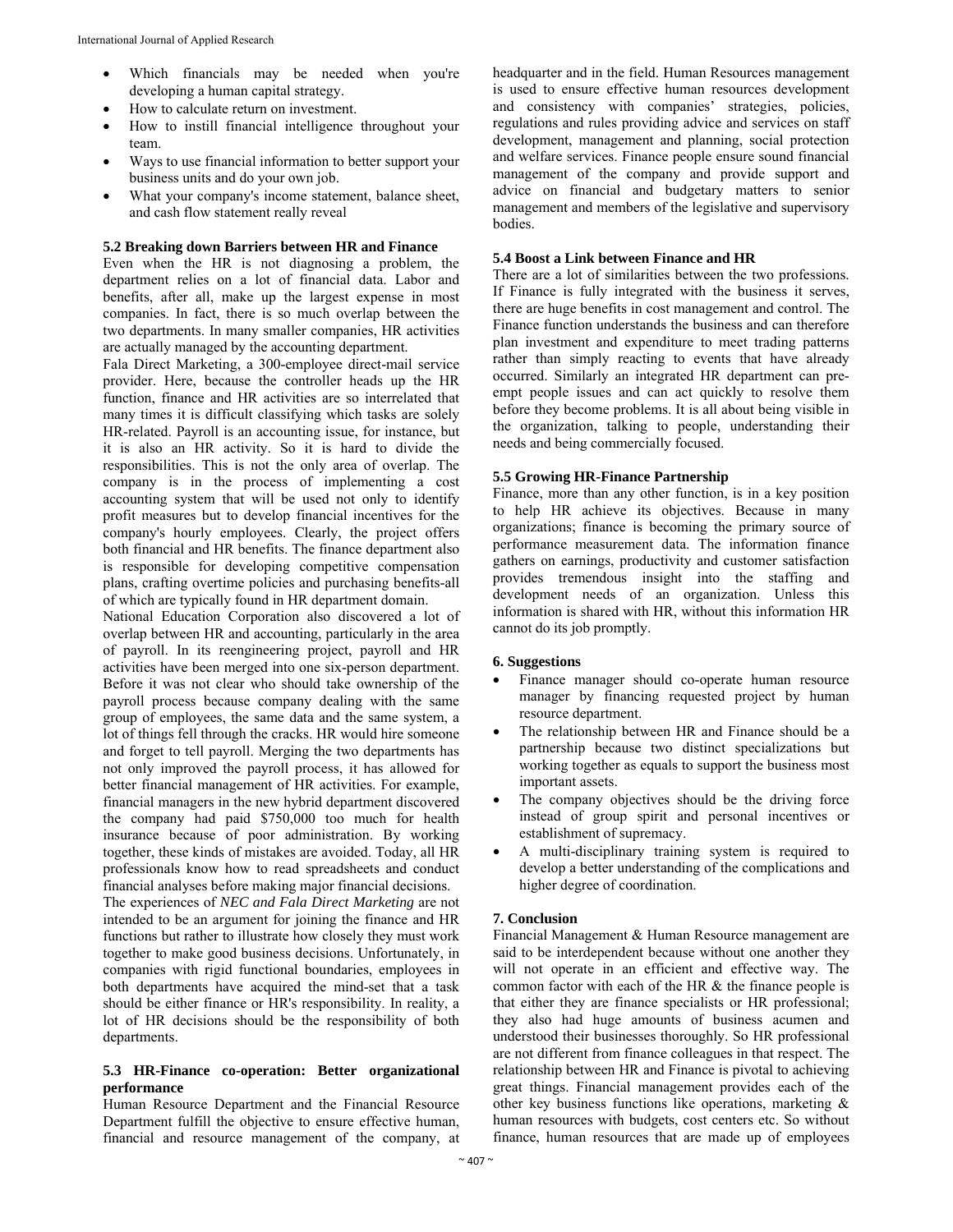- Which financials may be needed when you're developing a human capital strategy.
- How to calculate return on investment.
- How to instill financial intelligence throughout your team.
- Ways to use financial information to better support your business units and do your own job.
- What your company's income statement, balance sheet, and cash flow statement really reveal

### 5.2 Breaking down Barriers between HR and Finance

Even when the HR is not diagnosing a problem, the department relies on a lot of financial data. Labor and benefits, after all, make up the largest expense in most companies. In fact, there is so much overlap between the two departments. In many smaller companies, HR activities are actually managed by the accounting department.

Fala Direct Marketing, a 300-employee direct-mail service provider. Here, because the controller heads up the HR function, finance and HR activities are so interrelated that many times it is difficult classifying which tasks are solely HR-related. Payroll is an accounting issue, for instance, but it is also an HR activity. So it is hard to divide the responsibilities. This is not the only area of overlap. The company is in the process of implementing a cost accounting system that will be used not only to identify profit measures but to develop financial incentives for the company's hourly employees. Clearly, the project offers both financial and HR benefits. The finance department also is responsible for developing competitive compensation plans, crafting overtime policies and purchasing benefits-all of which are typically found in HR department domain.

National Education Corporation also discovered a lot of overlap between HR and accounting, particularly in the area of payroll. In its reengineering project, payroll and HR activities have been merged into one six-person department. Before it was not clear who should take ownership of the payroll process because company dealing with the same group of employees, the same data and the same system, a lot of things fell through the cracks. HR would hire someone and forget to tell payroll. Merging the two departments has not only improved the payroll process, it has allowed for better financial management of HR activities. For example, financial managers in the new hybrid department discovered the company had paid $750,000 too much for health insurance because of poor administration. By working together, these kinds of mistakes are avoided. Today, all HR professionals know how to read spreadsheets and conduct financial analyses before making major financial decisions.

The experiences of *NEC and Fala Direct Marketing* are not intended to be an argument for joining the finance and HR functions but rather to illustrate how closely they must work together to make good business decisions. Unfortunately, in companies with rigid functional boundaries, employees in both departments have acquired the mind-set that a task should be either finance or HR's responsibility. In reality, a lot of HR decisions should be the responsibility of both departments.

### 5.3 HR-Finance co-operation: Better organizational performance

Human Resource Department and the Financial Resource Department fulfill the objective to ensure effective human, financial and resource management of the company, at headquarter and in the field. Human Resources management is used to ensure effective human resources development and consistency with companies' strategies, policies, regulations and rules providing advice and services on staff development, management and planning, social protection and welfare services. Finance people ensure sound financial management of the company and provide support and advice on financial and budgetary matters to senior management and members of the legislative and supervisory bodies.

### 5.4 Boost a Link between Finance and HR

There are a lot of similarities between the two professions. If Finance is fully integrated with the business it serves, there are huge benefits in cost management and control. The Finance function understands the business and can therefore plan investment and expenditure to meet trading patterns rather than simply reacting to events that have already occurred. Similarly an integrated HR department can pre-empt people issues and can act quickly to resolve them before they become problems. It is all about being visible in the organization, talking to people, understanding their needs and being commercially focused.

### 5.5 Growing HR-Finance Partnership

Finance, more than any other function, is in a key position to help HR achieve its objectives. Because in many organizations; finance is becoming the primary source of performance measurement data. The information finance gathers on earnings, productivity and customer satisfaction provides tremendous insight into the staffing and development needs of an organization. Unless this information is shared with HR, without this information HR cannot do its job promptly.

## 6. Suggestions

- Finance manager should co-operate human resource manager by financing requested project by human resource department.
- The relationship between HR and Finance should be a partnership because two distinct specializations but working together as equals to support the business most important assets.
- The company objectives should be the driving force instead of group spirit and personal incentives or establishment of supremacy.
- A multi-disciplinary training system is required to develop a better understanding of the complications and higher degree of coordination.

## 7. Conclusion

Financial Management & Human Resource management are said to be interdependent because without one another they will not operate in an efficient and effective way. The common factor with each of the HR & the finance people is that either they are finance specialists or HR professional; they also had huge amounts of business acumen and understood their businesses thoroughly. So HR professional are not different from finance colleagues in that respect. The relationship between HR and Finance is pivotal to achieving great things. Financial management provides each of the other key business functions like operations, marketing & human resources with budgets, cost centers etc. So without finance, human resources that are made up of employees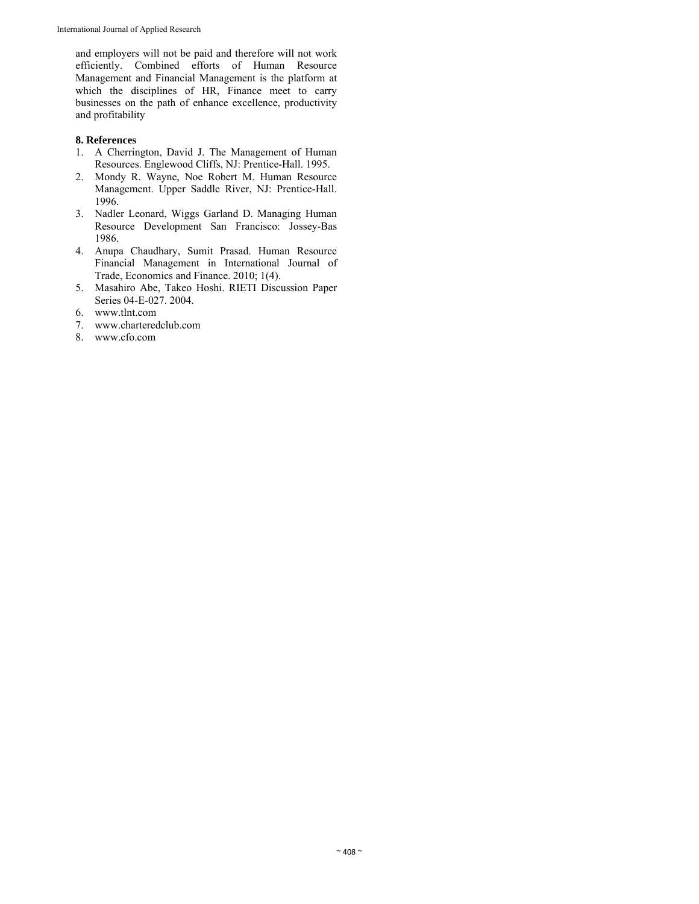and employers will not be paid and therefore will not work efficiently. Combined efforts of Human Resource Management and Financial Management is the platform at which the disciplines of HR, Finance meet to carry businesses on the path of enhance excellence, productivity and profitability

## 8. References

1. A Cherrington, David J. The Management of Human Resources. Englewood Cliffs, NJ: Prentice-Hall. 1995.
2. Mondy R. Wayne, Noe Robert M. Human Resource Management. Upper Saddle River, NJ: Prentice-Hall. 1996.
3. Nadler Leonard, Wiggs Garland D. Managing Human Resource Development San Francisco: Jossey-Bas 1986.
4. Anupa Chaudhary, Sumit Prasad. Human Resource Financial Management in International Journal of Trade, Economics and Finance. 2010; 1(4).
5. Masahiro Abe, Takeo Hoshi. RIETI Discussion Paper Series 04-E-027. 2004.
6. www.tlnt.com
7. www.charteredclub.com
8. www.cfo.com